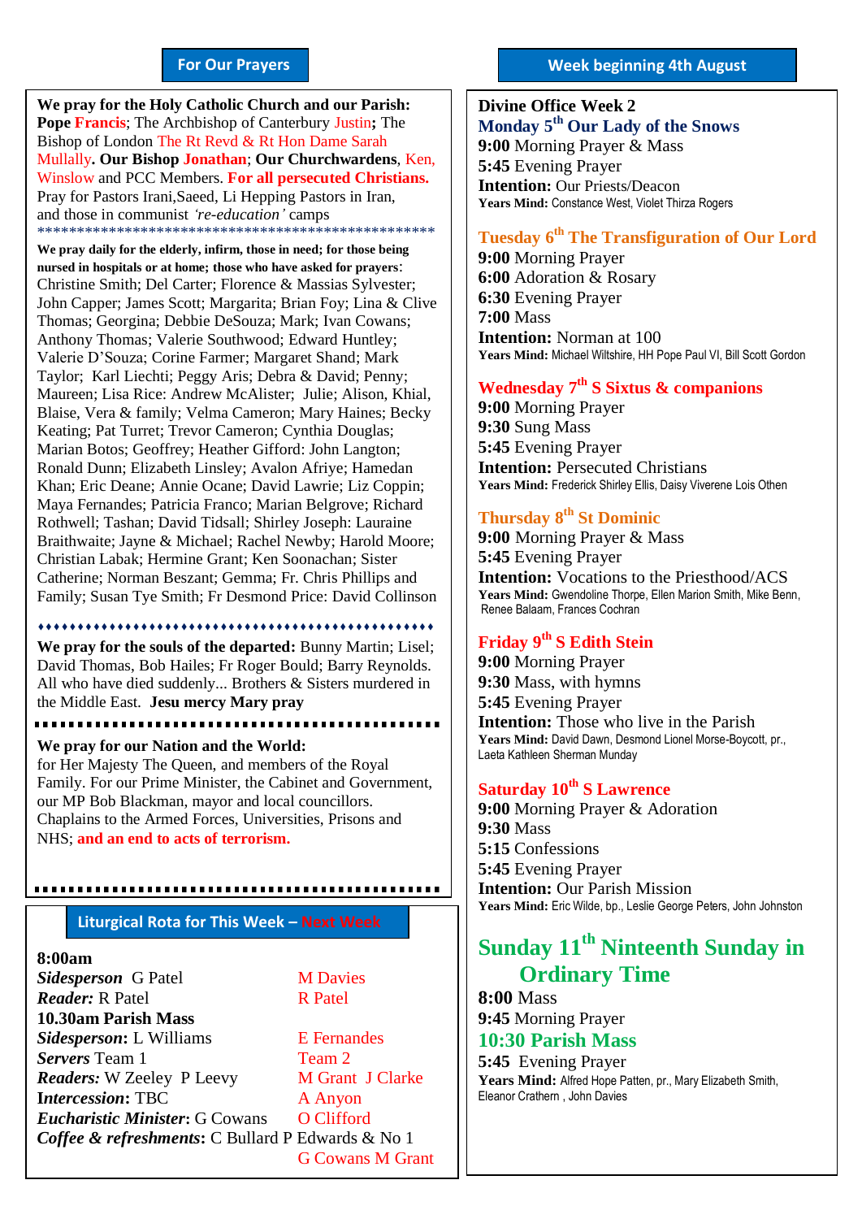## For Our Prayers

**We pray for the Holy Catholic Church and our Parish:** **Pope** **Francis**; The Archbishop of Canterbury Justin**;** The Bishop of London The Rt Revd & Rt Hon Dame Sarah Mullally**. Our Bishop Jonathan**; **Our Churchwardens**, Ken, Winslow and PCC Members. **For all persecuted Christians.** Pray for Pastors Irani,Saeed, Li Hepping Pastors in Iran, and those in communist *'re-education'* camps

**************************************************

**We pray daily for the elderly, infirm, those in need; for those being nursed in hospitals or at home; those who have asked for prayers**: Christine Smith; Del Carter; Florence & Massias Sylvester; John Capper; James Scott; Margarita; Brian Foy; Lina & Clive Thomas; Georgina; Debbie DeSouza; Mark; Ivan Cowans; Anthony Thomas; Valerie Southwood; Edward Huntley; Valerie D'Souza; Corine Farmer; Margaret Shand; Mark Taylor; Karl Liechti; Peggy Aris; Debra & David; Penny; Maureen; Lisa Rice: Andrew McAlister; Julie; Alison, Khial, Blaise, Vera & family; Velma Cameron; Mary Haines; Becky Keating; Pat Turret; Trevor Cameron; Cynthia Douglas; Marian Botos; Geoffrey; Heather Gifford: John Langton; Ronald Dunn; Elizabeth Linsley; Avalon Afriye; Hamedan Khan; Eric Deane; Annie Ocane; David Lawrie; Liz Coppin; Maya Fernandes; Patricia Franco; Marian Belgrove; Richard Rothwell; Tashan; David Tidsall; Shirley Joseph: Lauraine Braithwaite; Jayne & Michael; Rachel Newby; Harold Moore; Christian Labak; Hermine Grant; Ken Soonachan; Sister Catherine; Norman Beszant; Gemma; Fr. Chris Phillips and Family; Susan Tye Smith; Fr Desmond Price: David Collinson

♦♦♦♦♦♦♦♦♦♦♦♦♦♦♦♦♦♦♦♦♦♦♦♦♦♦♦♦♦♦♦♦♦♦♦♦♦♦♦♦♦♦♦♦♦♦♦

**We pray for the souls of the departed:** Bunny Martin; Lisel; David Thomas, Bob Hailes; Fr Roger Bould; Barry Reynolds. All who have died suddenly... Brothers & Sisters murdered in the Middle East. **Jesu mercy Mary pray**

**We pray for our Nation and the World:** for Her Majesty The Queen, and members of the Royal Family. For our Prime Minister, the Cabinet and Government, our MP Bob Blackman, mayor and local councillors. Chaplains to the Armed Forces, Universities, Prisons and NHS; **and an end to acts of terrorism.**

## Liturgical Rota for This Week – Next Week

| | This Week | Next Week |
|---|---|---|
| **8:00am** | | |
| ***Sidesperson*** | G Patel | M Davies |
| ***Reader:*** | R Patel | R Patel |
| **10.30am Parish Mass** | | |
| ***Sidesperson*:** | L Williams | E Fernandes |
| ***Servers*** | Team 1 | Team 2 |
| ***Readers:*** | W Zeeley P Leevy | M Grant J Clarke |
| ***Intercession*:** | TBC | A Anyon |
| ***Eucharistic Minister*:** | G Cowans | O Clifford |
| ***Coffee & refreshments*:** | C Bullard P Edwards & No 1 | G Cowans M Grant |

## Week beginning 4th August

**Divine Office Week 2**

**Monday 5th Our Lady of the Snows**
**9:00** Morning Prayer & Mass
**5:45** Evening Prayer
**Intention:** Our Priests/Deacon
**Years Mind:** Constance West, Violet Thirza Rogers

**Tuesday 6th The Transfiguration of Our Lord**
**9:00** Morning Prayer
**6:00** Adoration & Rosary
**6:30** Evening Prayer
**7:00** Mass
**Intention:** Norman at 100
**Years Mind:** Michael Wiltshire, HH Pope Paul VI, Bill Scott Gordon

**Wednesday 7th S Sixtus & companions**
**9:00** Morning Prayer
**9:30** Sung Mass
**5:45** Evening Prayer
**Intention:** Persecuted Christians
**Years Mind:** Frederick Shirley Ellis, Daisy Viverene Lois Othen

**Thursday 8th St Dominic**
**9:00** Morning Prayer & Mass
**5:45** Evening Prayer
**Intention:** Vocations to the Priesthood/ACS
**Years Mind:** Gwendoline Thorpe, Ellen Marion Smith, Mike Benn, Renee Balaam, Frances Cochran

**Friday 9th S Edith Stein**
**9:00** Morning Prayer
**9:30** Mass, with hymns
**5:45** Evening Prayer
**Intention:** Those who live in the Parish
**Years Mind:** David Dawn, Desmond Lionel Morse-Boycott, pr., Laeta Kathleen Sherman Munday

**Saturday 10th S Lawrence**
**9:00** Morning Prayer & Adoration
**9:30** Mass
**5:15** Confessions
**5:45** Evening Prayer
**Intention:** Our Parish Mission
**Years Mind:** Eric Wilde, bp., Leslie George Peters, John Johnston

### Sunday 11th Ninteenth Sunday in Ordinary Time

**8:00** Mass
**9:45** Morning Prayer
**10:30 Parish Mass**
**5:45** Evening Prayer
**Years Mind:** Alfred Hope Patten, pr., Mary Elizabeth Smith, Eleanor Crathern , John Davies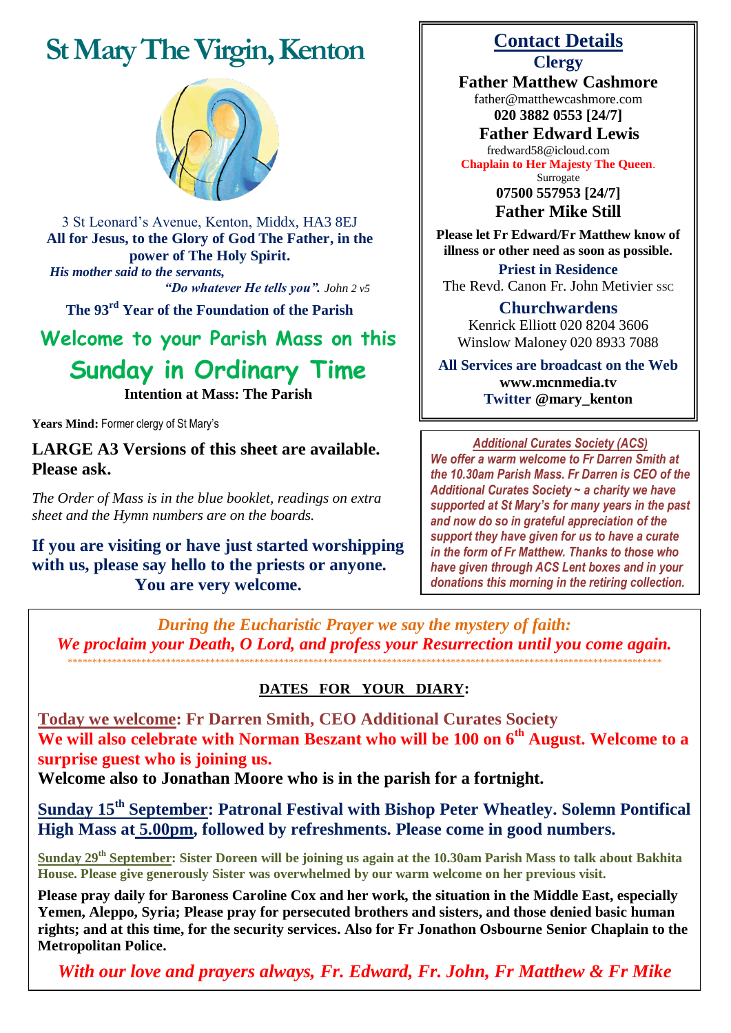# St Mary The Virgin, Kenton

3 St Leonard's Avenue, Kenton, Middx, HA3 8EJ

**All for Jesus, to the Glory of God The Father, in the power of The Holy Spirit.**

*His mother said to the servants,*
*"Do whatever He tells you". John 2 v5*

**The 93rd Year of the Foundation of the Parish**

## Welcome to your Parish Mass on this Sunday in Ordinary Time

**Intention at Mass: The Parish**

**Years Mind:** Former clergy of St Mary's

**LARGE A3 Versions of this sheet are available. Please ask.**

*The Order of Mass is in the blue booklet, readings on extra sheet and the Hymn numbers are on the boards.*

**If you are visiting or have just started worshipping with us, please say hello to the priests or anyone. You are very welcome.**

## Contact Details

**Clergy**

**Father Matthew Cashmore**
father@matthewcashmore.com
**020 3882 0553 [24/7]**

**Father Edward Lewis**
fredward58@icloud.com
**Chaplain to Her Majesty The Queen.**
Surrogate
**07500 557953 [24/7]**

**Father Mike Still**

**Please let Fr Edward/Fr Matthew know of illness or other need as soon as possible.**

**Priest in Residence**
The Revd. Canon Fr. John Metivier SSC

**Churchwardens**
Kenrick Elliott 020 8204 3606
Winslow Maloney 020 8933 7088

**All Services are broadcast on the Web**
**www.mcnmedia.tv**
**Twitter @mary_kenton**

***Additional Curates Society (ACS)***

***We offer a warm welcome to Fr Darren Smith at the 10.30am Parish Mass. Fr Darren is CEO of the Additional Curates Society ~ a charity we have supported at St Mary's for many years in the past and now do so in grateful appreciation of the support they have given for us to have a curate in the form of Fr Matthew. Thanks to those who have given through ACS Lent boxes and in your donations this morning in the retiring collection.***

*During the Eucharistic Prayer we say the mystery of faith:*
***We proclaim your Death, O Lord, and profess your Resurrection until you come again.***

**DATES FOR YOUR DIARY:**

**Today we welcome: Fr Darren Smith, CEO Additional Curates Society**
**We will also celebrate with Norman Beszant who will be 100 on 6th August. Welcome to a surprise guest who is joining us.**
**Welcome also to Jonathan Moore who is in the parish for a fortnight.**

**Sunday 15th September: Patronal Festival with Bishop Peter Wheatley. Solemn Pontifical High Mass at 5.00pm, followed by refreshments. Please come in good numbers.**

**Sunday 29th September: Sister Doreen will be joining us again at the 10.30am Parish Mass to talk about Bakhita House. Please give generously Sister was overwhelmed by our warm welcome on her previous visit.**

**Please pray daily for Baroness Caroline Cox and her work, the situation in the Middle East, especially Yemen, Aleppo, Syria; Please pray for persecuted brothers and sisters, and those denied basic human rights; and at this time, for the security services. Also for Fr Jonathon Osbourne Senior Chaplain to the Metropolitan Police.**

***With our love and prayers always, Fr. Edward, Fr. John, Fr Matthew & Fr Mike***